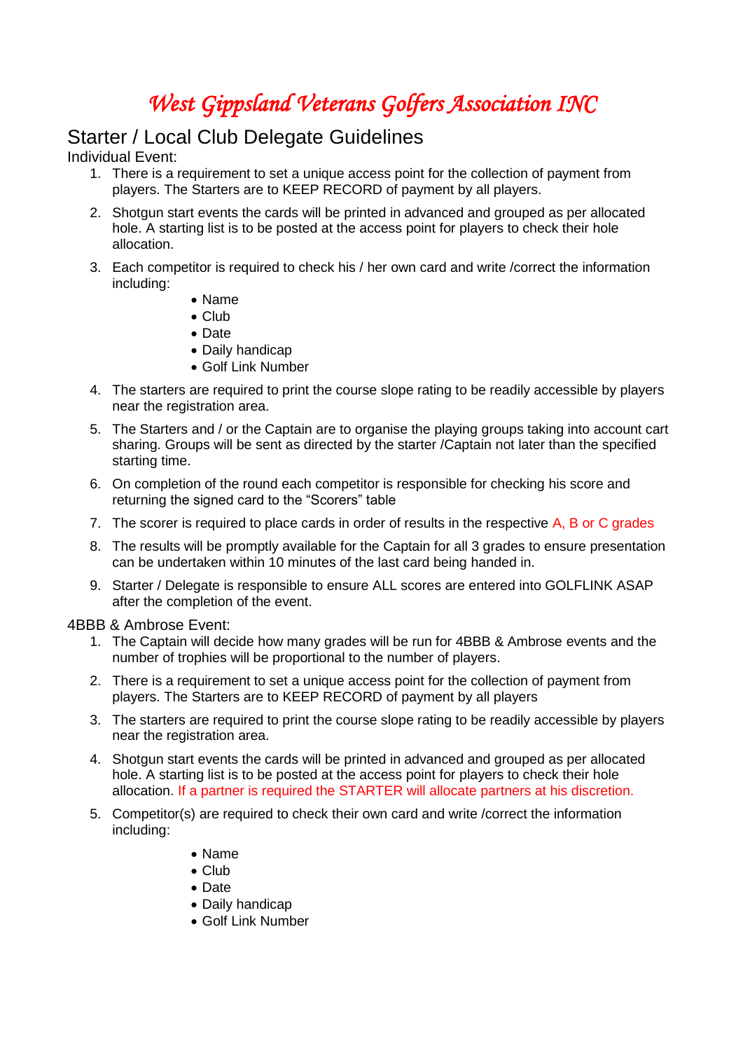# West Gippsland Veterans Golfers Association INC

## Starter / Local Club Delegate Guidelines

Individual Event:

1. There is a requirement to set a unique access point for the collection of payment from players. The Starters are to KEEP RECORD of payment by all players.
2. Shotgun start events the cards will be printed in advanced and grouped as per allocated hole. A starting list is to be posted at the access point for players to check their hole allocation.
3. Each competitor is required to check his / her own card and write /correct the information including:
   - Name
   - Club
   - Date
   - Daily handicap
   - Golf Link Number
4. The starters are required to print the course slope rating to be readily accessible by players near the registration area.
5. The Starters and / or the Captain are to organise the playing groups taking into account cart sharing. Groups will be sent as directed by the starter /Captain not later than the specified starting time.
6. On completion of the round each competitor is responsible for checking his score and returning the signed card to the "Scorers" table
7. The scorer is required to place cards in order of results in the respective A, B or C grades
8. The results will be promptly available for the Captain for all 3 grades to ensure presentation can be undertaken within 10 minutes of the last card being handed in.
9. Starter / Delegate is responsible to ensure ALL scores are entered into GOLFLINK ASAP after the completion of the event.

4BBB & Ambrose Event:

1. The Captain will decide how many grades will be run for 4BBB & Ambrose events and the number of trophies will be proportional to the number of players.
2. There is a requirement to set a unique access point for the collection of payment from players. The Starters are to KEEP RECORD of payment by all players
3. The starters are required to print the course slope rating to be readily accessible by players near the registration area.
4. Shotgun start events the cards will be printed in advanced and grouped as per allocated hole. A starting list is to be posted at the access point for players to check their hole allocation. If a partner is required the STARTER will allocate partners at his discretion.
5. Competitor(s) are required to check their own card and write /correct the information including:
   - Name
   - Club
   - Date
   - Daily handicap
   - Golf Link Number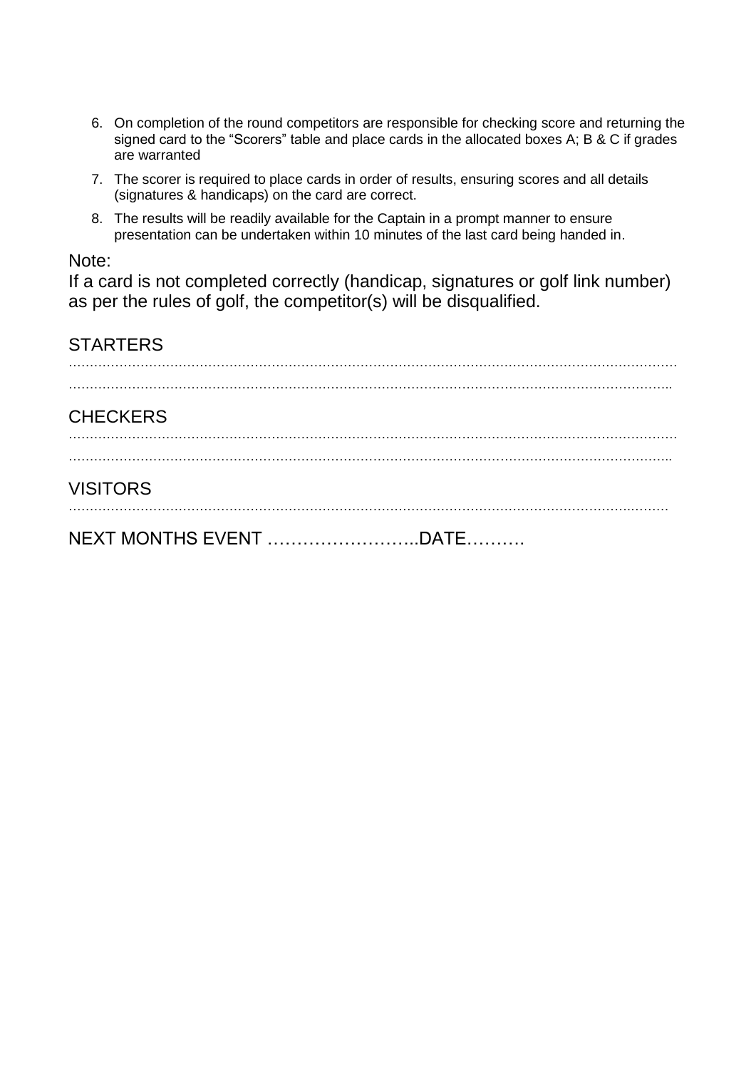6. On completion of the round competitors are responsible for checking score and returning the signed card to the "Scorers" table and place cards in the allocated boxes A; B & C if grades are warranted
7. The scorer is required to place cards in order of results, ensuring scores and all details (signatures & handicaps) on the card are correct.
8. The results will be readily available for the Captain in a prompt manner to ensure presentation can be undertaken within 10 minutes of the last card being handed in.

Note:
If a card is not completed correctly (handicap, signatures or golf link number) as per the rules of golf, the competitor(s) will be disqualified.

STARTERS

…………………………………………………………………………………………………………………………………

…………………………………………………………………………………………………………………………………

CHECKERS

…………………………………………………………………………………………………………………………………

…………………………………………………………………………………………………………………………………

VISITORS

…………………………………………………………………………………………………………………………………

NEXT MONTHS EVENT ……………………..DATE……….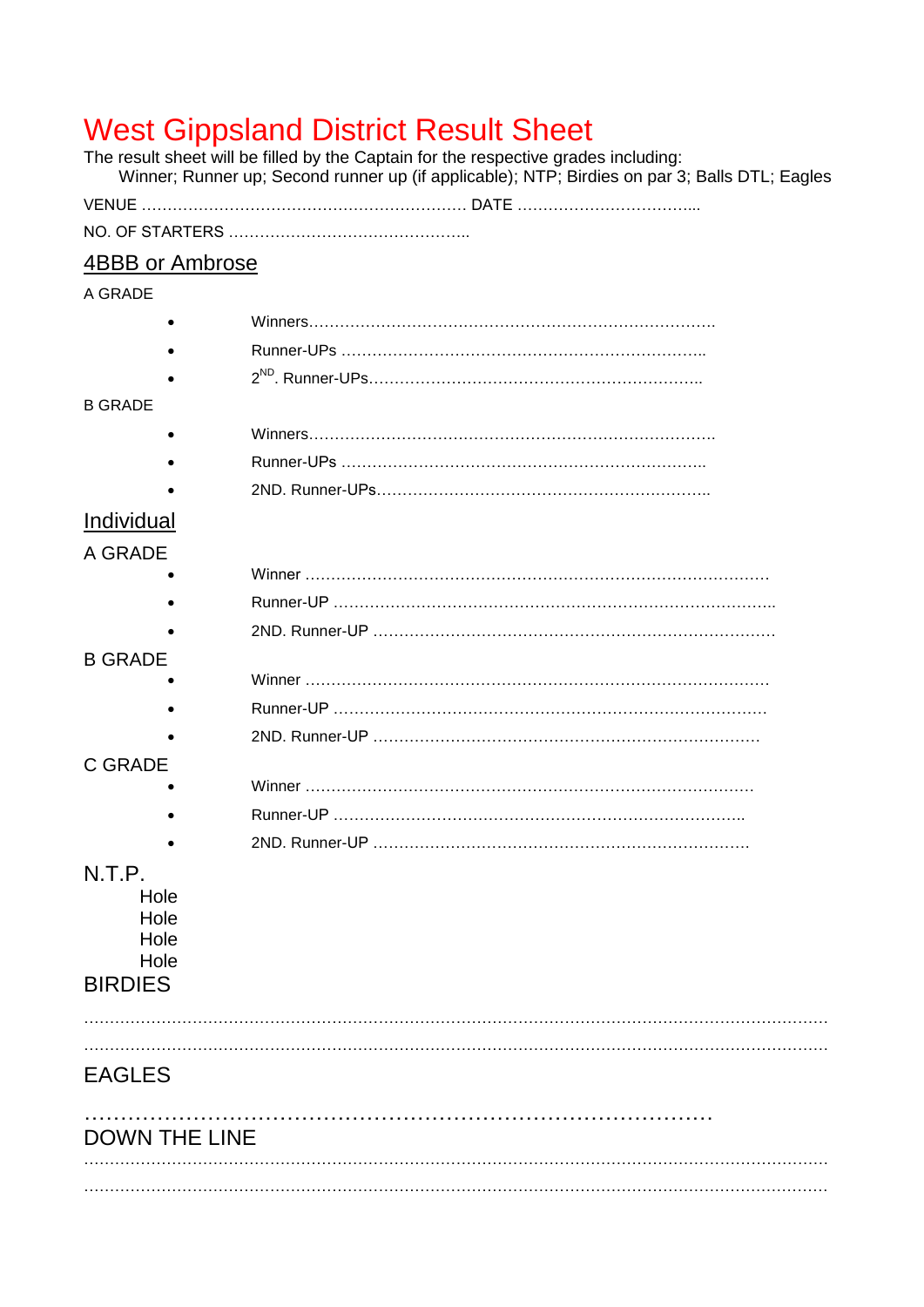# West Gippsland District Result Sheet

The result sheet will be filled by the Captain for the respective grades including:
Winner; Runner up; Second runner up (if applicable); NTP; Birdies on par 3; Balls DTL; Eagles

VENUE ……………………………………………………… DATE ……………………………...

NO. OF STARTERS ……………………………………….

## 4BBB or Ambrose

A GRADE

- Winners…………………………………………………………………….
- Runner-UPs ……………………………………………………………..
- 2ND. Runner-UPs………………………………………………………..

B GRADE

- Winners…………………………………………………………………….
- Runner-UPs ……………………………………………………………..
- 2ND. Runner-UPs………………………………………………………..

## Individual

A GRADE

- Winner ……………………………………………………………………………
- Runner-UP ………………………………………………………………………..
- 2ND. Runner-UP …………………………………………………………………

B GRADE

- Winner ……………………………………………………………………………
- Runner-UP ………………………………………………………………………
- 2ND. Runner-UP ………………………………………………………………

C GRADE

- Winner …………………………………………………………………………
- Runner-UP ……………………………………………………………………..
- 2ND. Runner-UP ……………………………………………………………

N.T.P.

Hole
Hole
Hole
Hole

BIRDIES

……………………………………………………………………………………………………………………………

……………………………………………………………………………………………………………………………

EAGLES

………………………………………………………………………………

DOWN THE LINE

……………………………………………………………………………………………………………………………

……………………………………………………………………………………………………………………………